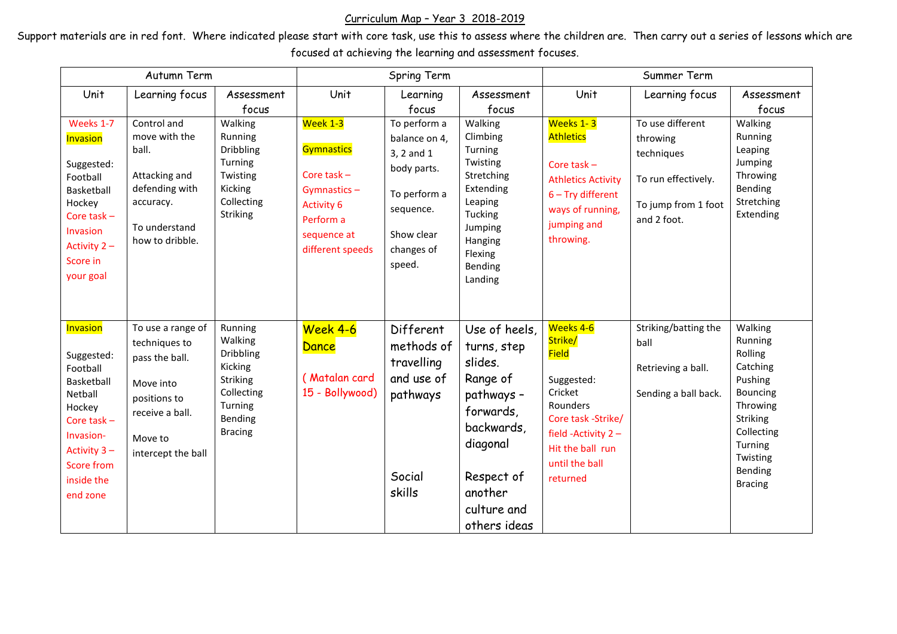# Curriculum Map – Year 3 2018-2019

Support materials are in red font. Where indicated please start with core task, use this to assess where the children are. Then carry out a series of lessons which are focused at achieving the learning and assessment focuses.

| Autumn Term | | | Spring Term | | | Summer Term | | |
|---|---|---|---|---|---|---|---|---|
| Unit | Learning focus | Assessment focus | Unit | Learning focus | Assessment focus | Unit | Learning focus | Assessment focus |
| Weeks 1-7<br>Invasion<br><br>Suggested:<br>Football<br>Basketball<br>Hockey<br>Core task – Invasion Activity 2 – Score in your goal | Control and move with the ball.<br><br>Attacking and defending with accuracy.<br><br>To understand how to dribble. | Walking<br>Running<br>Dribbling<br>Turning<br>Twisting<br>Kicking<br>Collecting<br>Striking | Week 1-3<br><br>Gymnastics<br><br>Core task – Gymnastics – Activity 6<br>Perform a sequence at different speeds | To perform a balance on 4, 3, 2 and 1 body parts.<br><br>To perform a sequence.<br><br>Show clear changes of speed. | Walking<br>Climbing<br>Turning<br>Twisting<br>Stretching<br>Extending<br>Leaping<br>Tucking<br>Jumping<br>Hanging<br>Flexing<br>Bending<br>Landing | Weeks 1- 3<br>Athletics<br><br>Core task – Athletics Activity 6 – Try different ways of running, jumping and throwing. | To use different throwing techniques<br><br>To run effectively.<br><br>To jump from 1 foot and 2 foot. | Walking<br>Running<br>Leaping<br>Jumping<br>Throwing<br>Bending<br>Stretching<br>Extending |
| Invasion<br><br>Suggested:<br>Football<br>Basketball<br>Netball<br>Hockey<br>Core task – Invasion- Activity 3 – Score from inside the end zone | To use a range of techniques to pass the ball.<br><br>Move into positions to receive a ball.<br><br>Move to intercept the ball | Running<br>Walking<br>Dribbling<br>Kicking<br>Striking<br>Collecting<br>Turning<br>Bending<br>Bracing | Week 4-6<br>Dance<br><br>( Matalan card 15 - Bollywood) | Different methods of travelling and use of pathways<br><br>Social skills | Use of heels, turns, step slides.<br>Range of pathways – forwards, backwards, diagonal<br><br>Respect of another culture and others ideas | Weeks 4-6<br>Strike/ Field<br><br>Suggested:<br>Cricket<br>Rounders<br>Core task -Strike/ field -Activity 2 – Hit the ball run until the ball returned | Striking/batting the ball<br><br>Retrieving a ball.<br><br>Sending a ball back. | Walking<br>Running<br>Rolling<br>Catching<br>Pushing<br>Bouncing<br>Throwing<br>Striking<br>Collecting<br>Turning<br>Twisting<br>Bending<br>Bracing |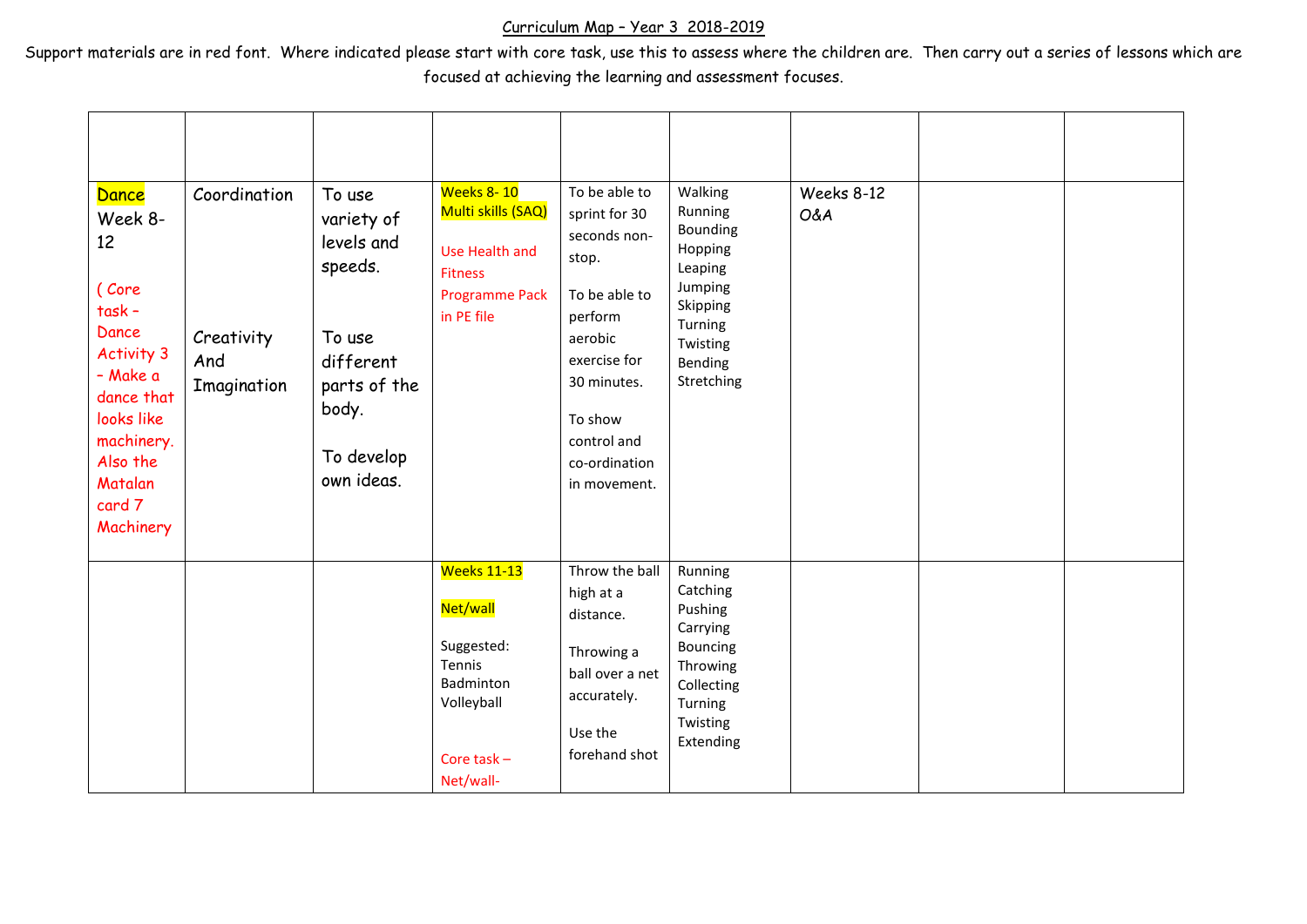Curriculum Map – Year 3 2018-2019

Support materials are in red font. Where indicated please start with core task, use this to assess where the children are. Then carry out a series of lessons which are focused at achieving the learning and assessment focuses.

| | | | | | | | | |
|---|---|---|---|---|---|---|---|---|
| Dance Week 8-12 ( Core task – Dance Activity 3 – Make a dance that looks like machinery. Also the Matalan card 7 Machinery | Coordination<br><br>Creativity And Imagination | To use variety of levels and speeds.<br><br>To use different parts of the body.<br><br>To develop own ideas. | Weeks 8- 10 Multi skills (SAQ)<br><br>Use Health and Fitness Programme Pack in PE file | To be able to sprint for 30 seconds non-stop.<br><br>To be able to perform aerobic exercise for 30 minutes.<br><br>To show control and co-ordination in movement. | Walking Running Bounding Hopping Leaping Jumping Skipping Turning Twisting Bending Stretching | Weeks 8-12 O&A | | |
| | | | Weeks 11-13<br><br>Net/wall<br><br>Suggested: Tennis Badminton Volleyball<br><br>Core task – Net/wall- | Throw the ball high at a distance.<br><br>Throwing a ball over a net accurately.<br><br>Use the forehand shot | Running Catching Pushing Carrying Bouncing Throwing Collecting Turning Twisting Extending | | | |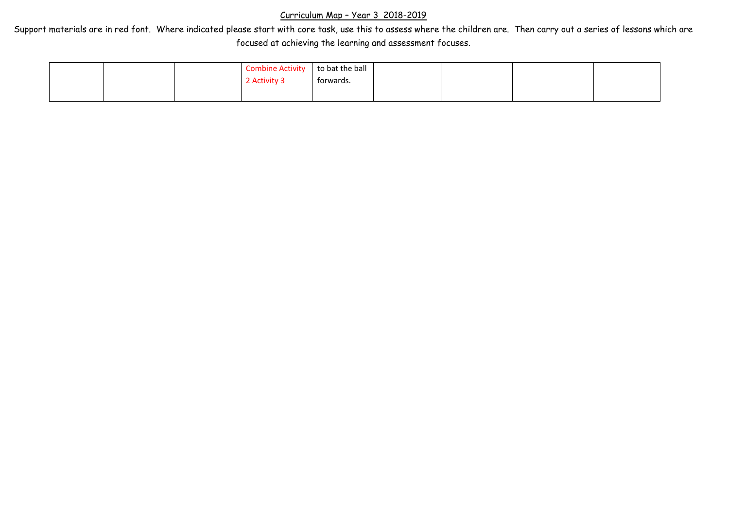Curriculum Map – Year 3 2018-2019

Support materials are in red font. Where indicated please start with core task, use this to assess where the children are. Then carry out a series of lessons which are focused at achieving the learning and assessment focuses.

| | | | | | | | | |
|---|---|---|---|---|---|---|---|---|
| | | | Combine Activity 2 Activity 3 | to bat the ball forwards. | | | | |